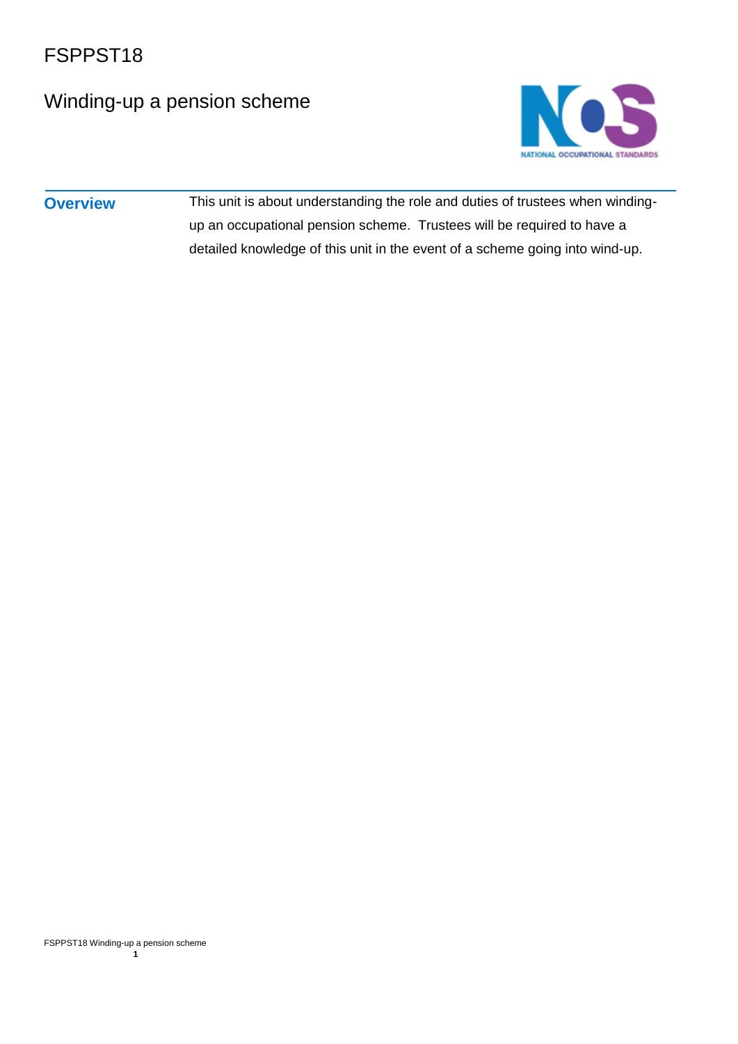# FSPPST18

## Winding-up a pension scheme

**Overview**

This unit is about understanding the role and duties of trustees when winding-up an occupational pension scheme. Trustees will be required to have a detailed knowledge of this unit in the event of a scheme going into wind-up.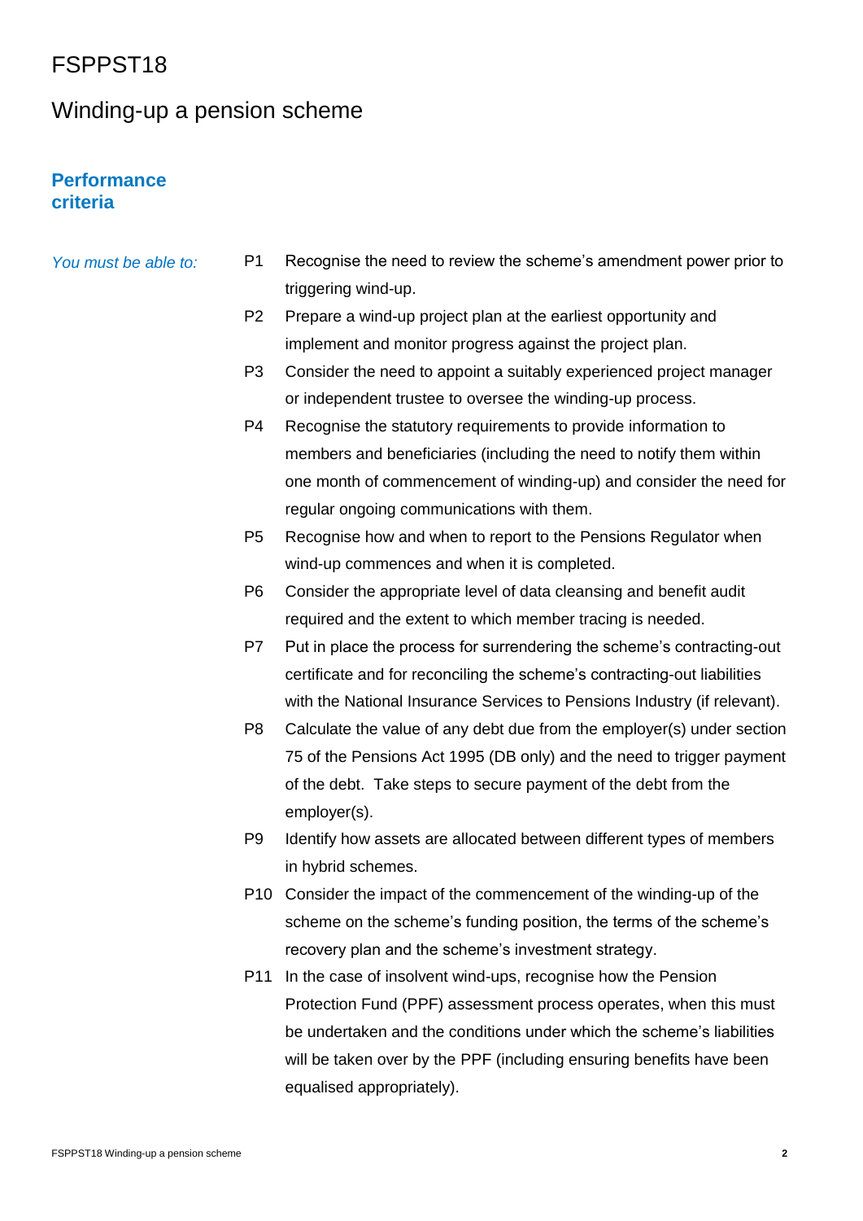# FSPPST18

## Winding-up a pension scheme

### Performance criteria

*You must be able to:*

P1 Recognise the need to review the scheme's amendment power prior to triggering wind-up.

P2 Prepare a wind-up project plan at the earliest opportunity and implement and monitor progress against the project plan.

P3 Consider the need to appoint a suitably experienced project manager or independent trustee to oversee the winding-up process.

P4 Recognise the statutory requirements to provide information to members and beneficiaries (including the need to notify them within one month of commencement of winding-up) and consider the need for regular ongoing communications with them.

P5 Recognise how and when to report to the Pensions Regulator when wind-up commences and when it is completed.

P6 Consider the appropriate level of data cleansing and benefit audit required and the extent to which member tracing is needed.

P7 Put in place the process for surrendering the scheme's contracting-out certificate and for reconciling the scheme's contracting-out liabilities with the National Insurance Services to Pensions Industry (if relevant).

P8 Calculate the value of any debt due from the employer(s) under section 75 of the Pensions Act 1995 (DB only) and the need to trigger payment of the debt. Take steps to secure payment of the debt from the employer(s).

P9 Identify how assets are allocated between different types of members in hybrid schemes.

P10 Consider the impact of the commencement of the winding-up of the scheme on the scheme's funding position, the terms of the scheme's recovery plan and the scheme's investment strategy.

P11 In the case of insolvent wind-ups, recognise how the Pension Protection Fund (PPF) assessment process operates, when this must be undertaken and the conditions under which the scheme's liabilities will be taken over by the PPF (including ensuring benefits have been equalised appropriately).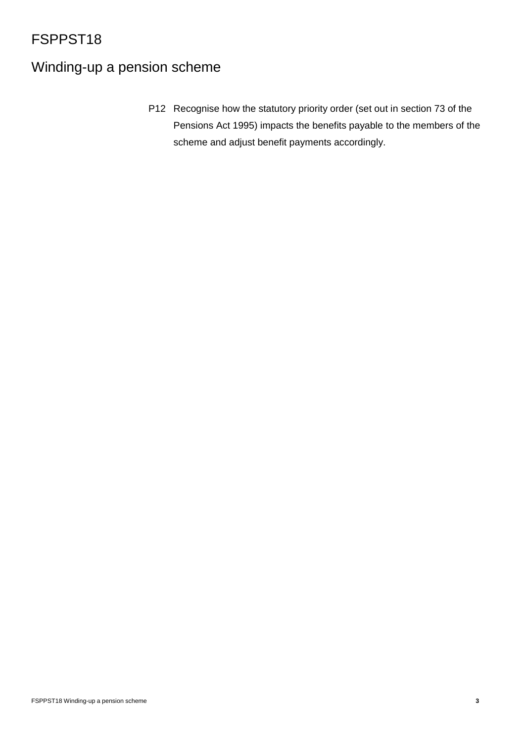# FSPPST18

## Winding-up a pension scheme

P12 Recognise how the statutory priority order (set out in section 73 of the Pensions Act 1995) impacts the benefits payable to the members of the scheme and adjust benefit payments accordingly.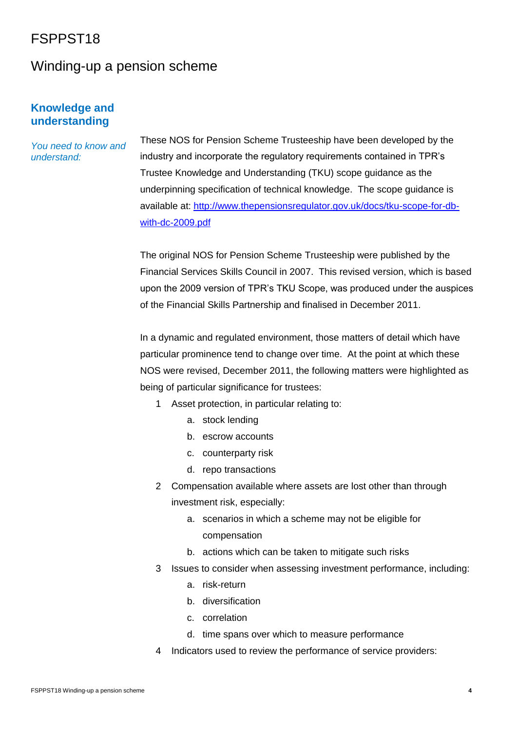# FSPPST18

## Winding-up a pension scheme

### Knowledge and understanding

*You need to know and understand:*

These NOS for Pension Scheme Trusteeship have been developed by the industry and incorporate the regulatory requirements contained in TPR's Trustee Knowledge and Understanding (TKU) scope guidance as the underpinning specification of technical knowledge. The scope guidance is available at: [http://www.thepensionsregulator.gov.uk/docs/tku-scope-for-db-with-dc-2009.pdf](http://www.thepensionsregulator.gov.uk/docs/tku-scope-for-db-with-dc-2009.pdf)

The original NOS for Pension Scheme Trusteeship were published by the Financial Services Skills Council in 2007. This revised version, which is based upon the 2009 version of TPR's TKU Scope, was produced under the auspices of the Financial Skills Partnership and finalised in December 2011.

In a dynamic and regulated environment, those matters of detail which have particular prominence tend to change over time. At the point at which these NOS were revised, December 2011, the following matters were highlighted as being of particular significance for trustees:

1. Asset protection, in particular relating to:
   a. stock lending
   b. escrow accounts
   c. counterparty risk
   d. repo transactions
2. Compensation available where assets are lost other than through investment risk, especially:
   a. scenarios in which a scheme may not be eligible for compensation
   b. actions which can be taken to mitigate such risks
3. Issues to consider when assessing investment performance, including:
   a. risk-return
   b. diversification
   c. correlation
   d. time spans over which to measure performance
4. Indicators used to review the performance of service providers: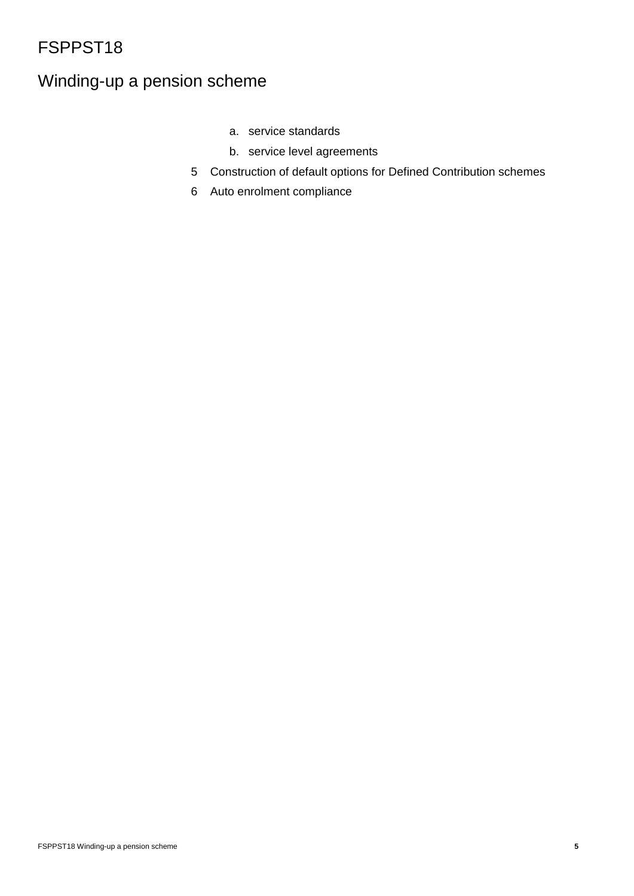a. service standards
b. service level agreements

5 Construction of default options for Defined Contribution schemes

6 Auto enrolment compliance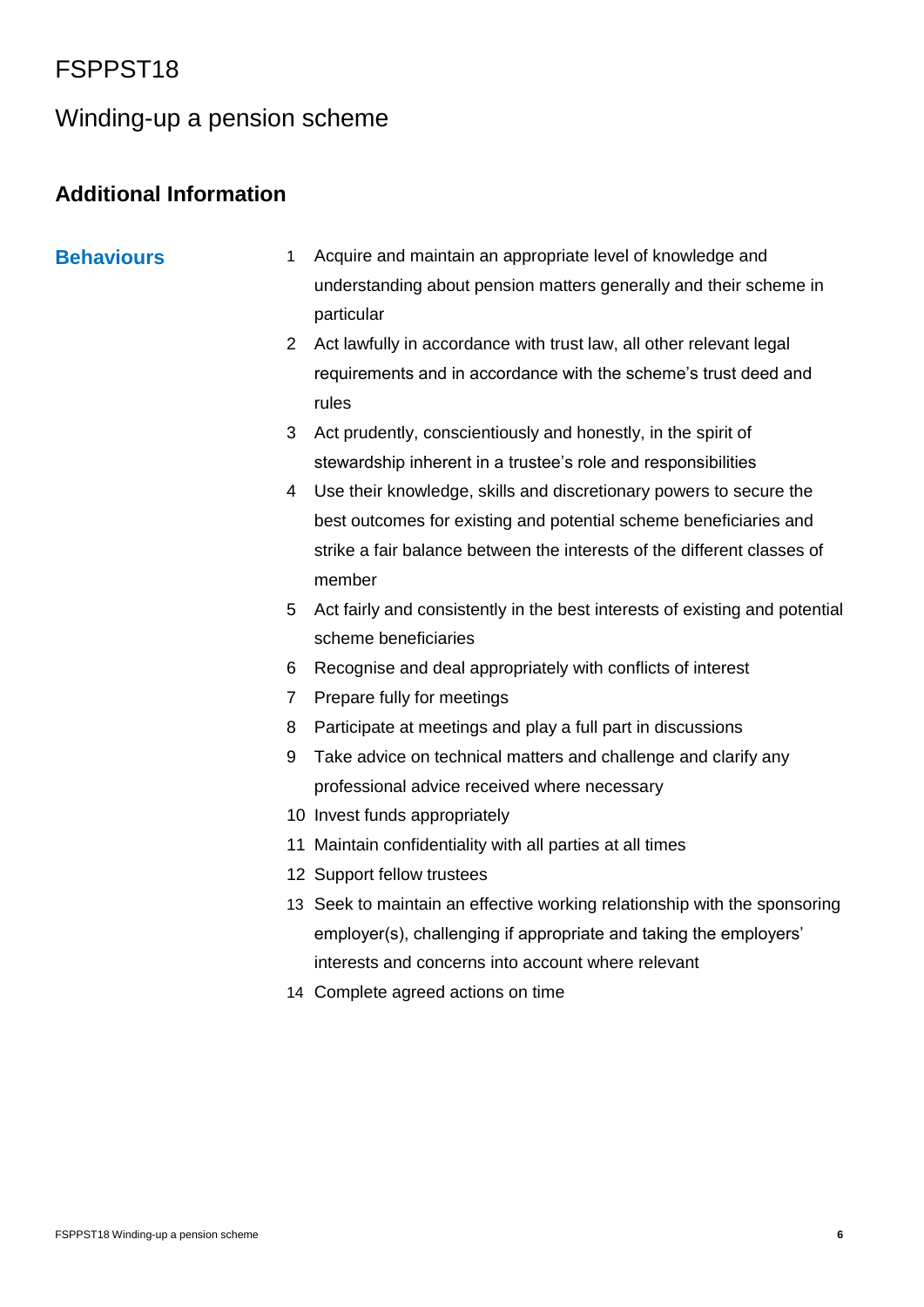# FSPPST18

## Winding-up a pension scheme

### Additional Information

**Behaviours**

1. Acquire and maintain an appropriate level of knowledge and understanding about pension matters generally and their scheme in particular
2. Act lawfully in accordance with trust law, all other relevant legal requirements and in accordance with the scheme's trust deed and rules
3. Act prudently, conscientiously and honestly, in the spirit of stewardship inherent in a trustee's role and responsibilities
4. Use their knowledge, skills and discretionary powers to secure the best outcomes for existing and potential scheme beneficiaries and strike a fair balance between the interests of the different classes of member
5. Act fairly and consistently in the best interests of existing and potential scheme beneficiaries
6. Recognise and deal appropriately with conflicts of interest
7. Prepare fully for meetings
8. Participate at meetings and play a full part in discussions
9. Take advice on technical matters and challenge and clarify any professional advice received where necessary
10. Invest funds appropriately
11. Maintain confidentiality with all parties at all times
12. Support fellow trustees
13. Seek to maintain an effective working relationship with the sponsoring employer(s), challenging if appropriate and taking the employers' interests and concerns into account where relevant
14. Complete agreed actions on time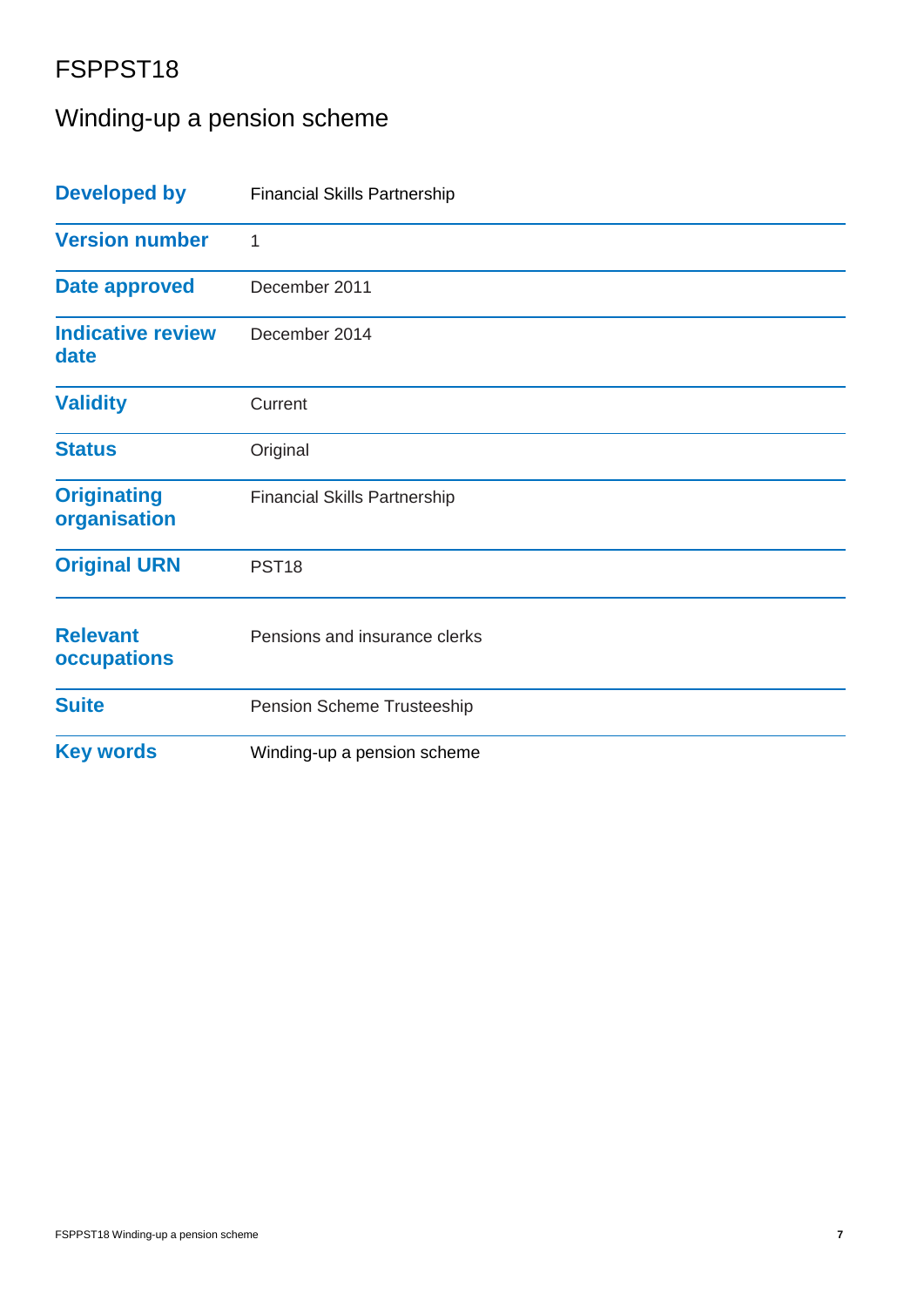# FSPPST18

## Winding-up a pension scheme

| | |
|---|---|
| **Developed by** | Financial Skills Partnership |
| **Version number** | 1 |
| **Date approved** | December 2011 |
| **Indicative review date** | December 2014 |
| **Validity** | Current |
| **Status** | Original |
| **Originating organisation** | Financial Skills Partnership |
| **Original URN** | PST18 |
| **Relevant occupations** | Pensions and insurance clerks |
| **Suite** | Pension Scheme Trusteeship |
| **Key words** | Winding-up a pension scheme |